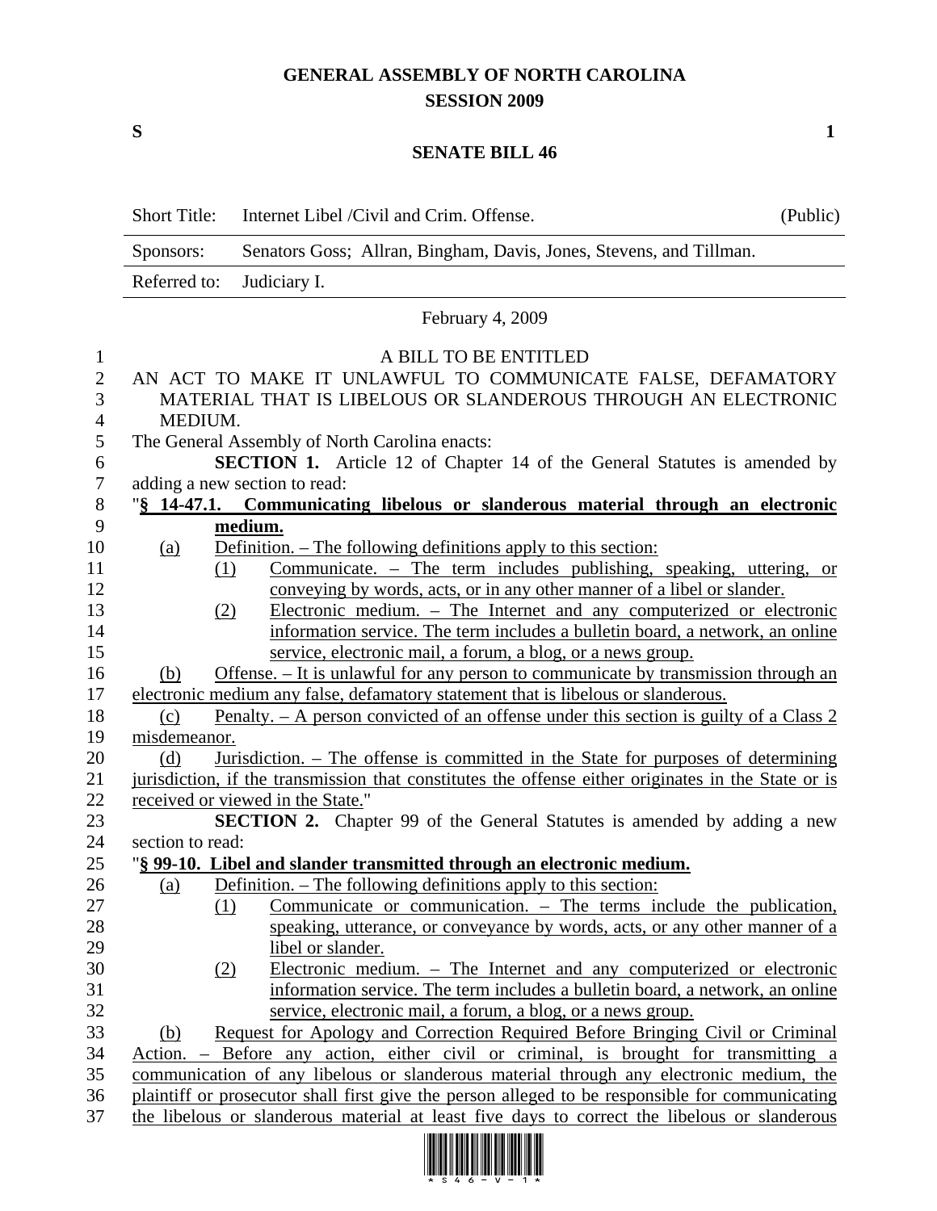# GENERAL ASSEMBLY OF NORTH CAROLINA
## SESSION 2009

**S** **1**

## SENATE BILL 46

| Short Title: | Internet Libel /Civil and Crim. Offense. | (Public) |
|---|---|---|
| Sponsors: | Senators Goss; Allran, Bingham, Davis, Jones, Stevens, and Tillman. | |
| Referred to: | Judiciary I. | |

February 4, 2009

A BILL TO BE ENTITLED

AN ACT TO MAKE IT UNLAWFUL TO COMMUNICATE FALSE, DEFAMATORY MATERIAL THAT IS LIBELOUS OR SLANDEROUS THROUGH AN ELECTRONIC MEDIUM.

The General Assembly of North Carolina enacts:

**SECTION 1.** Article 12 of Chapter 14 of the General Statutes is amended by adding a new section to read:

"**§ 14-47.1. Communicating libelous or slanderous material through an electronic medium.**

(a) Definition. – The following definitions apply to this section:

(1) Communicate. – The term includes publishing, speaking, uttering, or conveying by words, acts, or in any other manner of a libel or slander.

(2) Electronic medium. – The Internet and any computerized or electronic information service. The term includes a bulletin board, a network, an online service, electronic mail, a forum, a blog, or a news group.

(b) Offense. – It is unlawful for any person to communicate by transmission through an electronic medium any false, defamatory statement that is libelous or slanderous.

(c) Penalty. – A person convicted of an offense under this section is guilty of a Class 2 misdemeanor.

(d) Jurisdiction. – The offense is committed in the State for purposes of determining jurisdiction, if the transmission that constitutes the offense either originates in the State or is received or viewed in the State."

**SECTION 2.** Chapter 99 of the General Statutes is amended by adding a new section to read:

"**§ 99-10. Libel and slander transmitted through an electronic medium.**

(a) Definition. – The following definitions apply to this section:

(1) Communicate or communication. – The terms include the publication, speaking, utterance, or conveyance by words, acts, or any other manner of a libel or slander.

(2) Electronic medium. – The Internet and any computerized or electronic information service. The term includes a bulletin board, a network, an online service, electronic mail, a forum, a blog, or a news group.

(b) Request for Apology and Correction Required Before Bringing Civil or Criminal Action. – Before any action, either civil or criminal, is brought for transmitting a communication of any libelous or slanderous material through any electronic medium, the plaintiff or prosecutor shall first give the person alleged to be responsible for communicating the libelous or slanderous material at least five days to correct the libelous or slanderous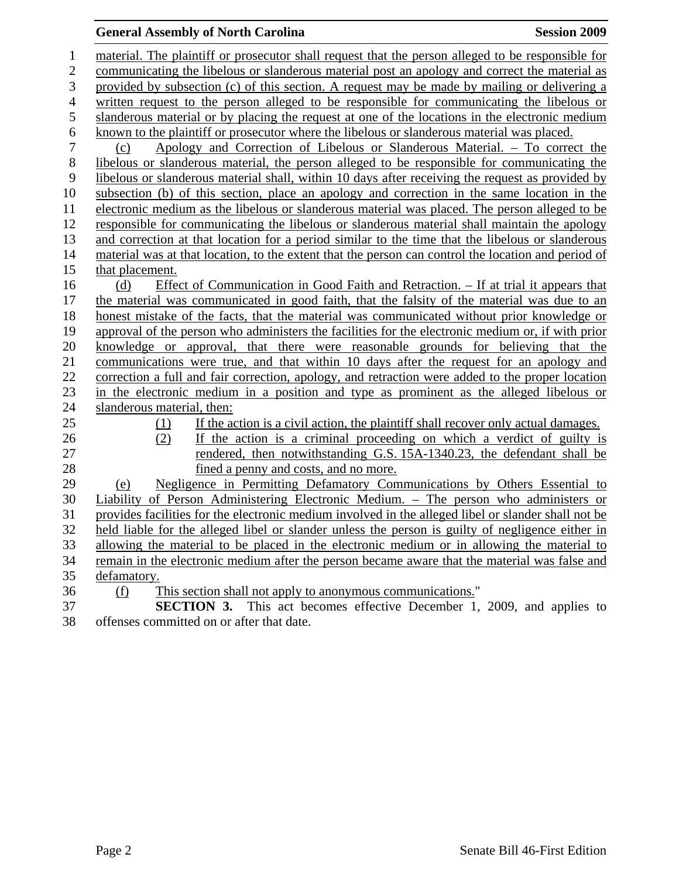material. The plaintiff or prosecutor shall request that the person alleged to be responsible for communicating the libelous or slanderous material post an apology and correct the material as provided by subsection (c) of this section. A request may be made by mailing or delivering a written request to the person alleged to be responsible for communicating the libelous or slanderous material or by placing the request at one of the locations in the electronic medium known to the plaintiff or prosecutor where the libelous or slanderous material was placed.

(c) Apology and Correction of Libelous or Slanderous Material. – To correct the libelous or slanderous material, the person alleged to be responsible for communicating the libelous or slanderous material shall, within 10 days after receiving the request as provided by subsection (b) of this section, place an apology and correction in the same location in the electronic medium as the libelous or slanderous material was placed. The person alleged to be responsible for communicating the libelous or slanderous material shall maintain the apology and correction at that location for a period similar to the time that the libelous or slanderous material was at that location, to the extent that the person can control the location and period of that placement.

(d) Effect of Communication in Good Faith and Retraction. – If at trial it appears that the material was communicated in good faith, that the falsity of the material was due to an honest mistake of the facts, that the material was communicated without prior knowledge or approval of the person who administers the facilities for the electronic medium or, if with prior knowledge or approval, that there were reasonable grounds for believing that the communications were true, and that within 10 days after the request for an apology and correction a full and fair correction, apology, and retraction were added to the proper location in the electronic medium in a position and type as prominent as the alleged libelous or slanderous material, then:

(1) If the action is a civil action, the plaintiff shall recover only actual damages.

(2) If the action is a criminal proceeding on which a verdict of guilty is rendered, then notwithstanding G.S. 15A-1340.23, the defendant shall be fined a penny and costs, and no more.

(e) Negligence in Permitting Defamatory Communications by Others Essential to Liability of Person Administering Electronic Medium. – The person who administers or provides facilities for the electronic medium involved in the alleged libel or slander shall not be held liable for the alleged libel or slander unless the person is guilty of negligence either in allowing the material to be placed in the electronic medium or in allowing the material to remain in the electronic medium after the person became aware that the material was false and defamatory.

(f) This section shall not apply to anonymous communications."

**SECTION 3.** This act becomes effective December 1, 2009, and applies to offenses committed on or after that date.